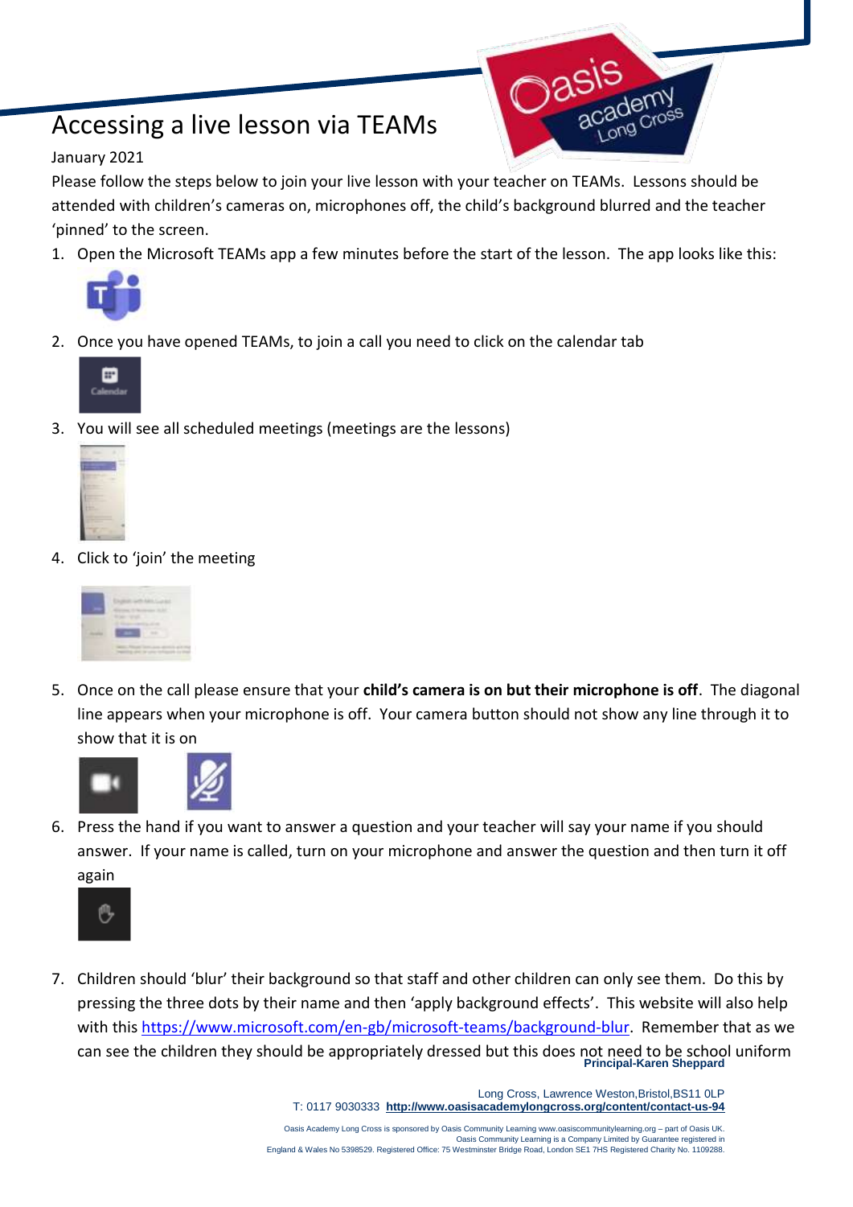# Accessing a live lesson via TEAMs

January 2021

Please follow the steps below to join your live lesson with your teacher on TEAMs. Lessons should be attended with children's cameras on, microphones off, the child's background blurred and the teacher 'pinned' to the screen.

1. Open the Microsoft TEAMs app a few minutes before the start of the lesson. The app looks like this:
2. Once you have opened TEAMs, to join a call you need to click on the calendar tab
3. You will see all scheduled meetings (meetings are the lessons)
4. Click to 'join' the meeting
5. Once on the call please ensure that your **child's camera is on but their microphone is off**. The diagonal line appears when your microphone is off. Your camera button should not show any line through it to show that it is on
6. Press the hand if you want to answer a question and your teacher will say your name if you should answer. If your name is called, turn on your microphone and answer the question and then turn it off again
7. Children should 'blur' their background so that staff and other children can only see them. Do this by pressing the three dots by their name and then 'apply background effects'. This website will also help with this https://www.microsoft.com/en-gb/microsoft-teams/background-blur. Remember that as we can see the children they should be appropriately dressed but this does not need to be school uniform

**Principal-Karen Sheppard**

Long Cross, Lawrence Weston,Bristol,BS11 0LP
T: 0117 9030333 **http://www.oasisacademylongcross.org/content/contact-us-94**

Oasis Academy Long Cross is sponsored by Oasis Community Learning www.oasiscommunitylearning.org – part of Oasis UK. Oasis Community Learning is a Company Limited by Guarantee registered in England & Wales No 5398529. Registered Office: 75 Westminster Bridge Road, London SE1 7HS Registered Charity No. 1109288.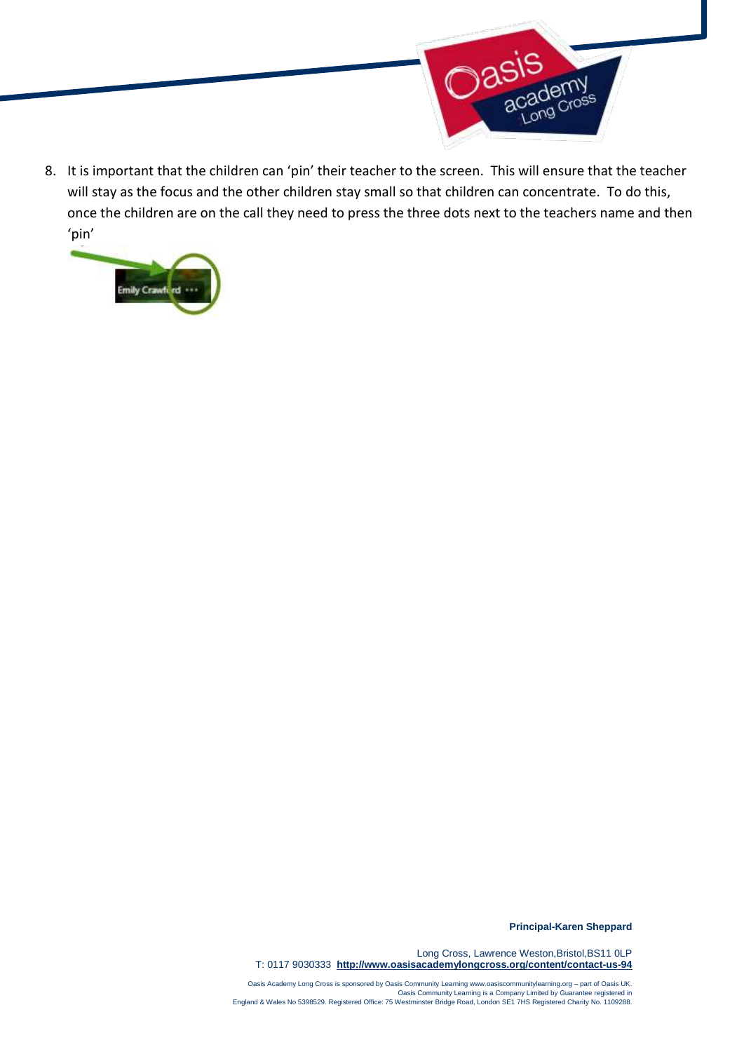8. It is important that the children can 'pin' their teacher to the screen. This will ensure that the teacher will stay as the focus and the other children stay small so that children can concentrate. To do this, once the children are on the call they need to press the three dots next to the teachers name and then 'pin'

**Principal-Karen Sheppard**

Long Cross, Lawrence Weston,Bristol,BS11 0LP
T: 0117 9030333 **http://www.oasisacademylongcross.org/content/contact-us-94**

Oasis Academy Long Cross is sponsored by Oasis Community Learning www.oasiscommunitylearning.org – part of Oasis UK.
Oasis Community Learning is a Company Limited by Guarantee registered in
England & Wales No 5398529. Registered Office: 75 Westminster Bridge Road, London SE1 7HS Registered Charity No. 1109288.